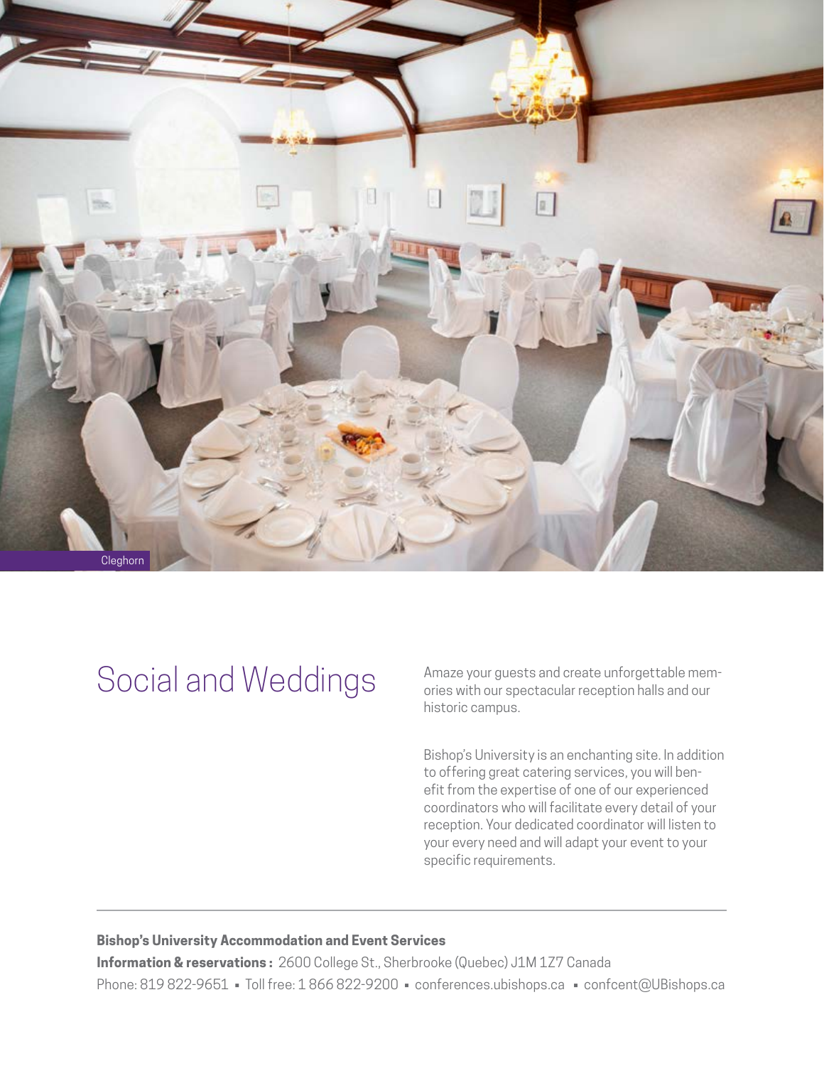Cleghorn

# Social and Weddings

Amaze your guests and create unforgettable memories with our spectacular reception halls and our historic campus.

Bishop's University is an enchanting site. In addition to offering great catering services, you will benefit from the expertise of one of our experienced coordinators who will facilitate every detail of your reception. Your dedicated coordinator will listen to your every need and will adapt your event to your specific requirements.

---

**Bishop's University Accommodation and Event Services**

**Information & reservations :** 2600 College St., Sherbrooke (Quebec) J1M 1Z7 Canada

Phone: 819 822-9651 ▪ Toll free: 1 866 822-9200 ▪ conferences.ubishops.ca ▪ confcent@UBishops.ca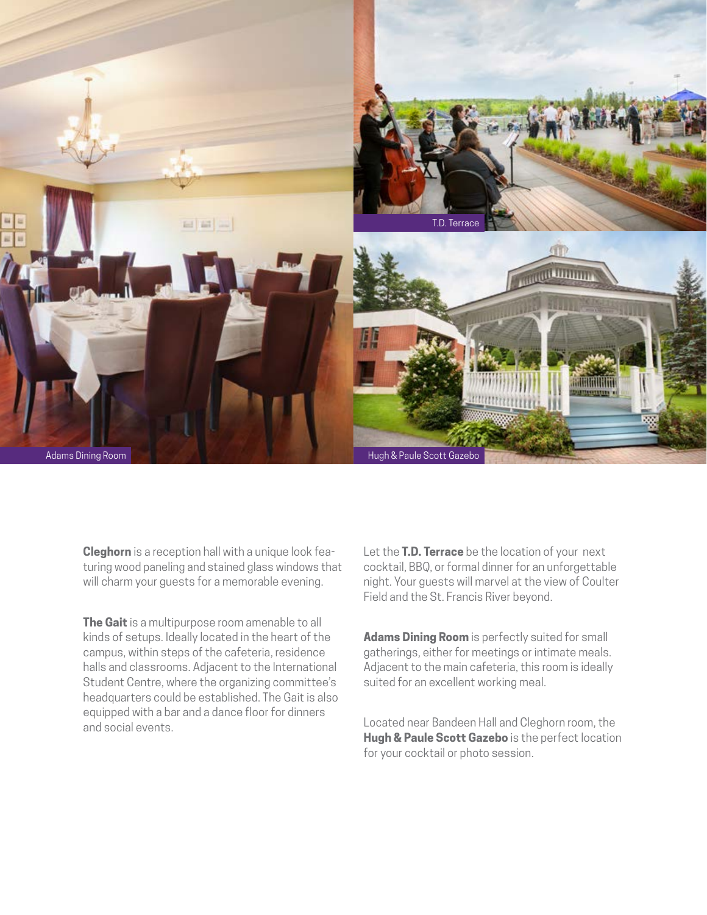Adams Dining Room

T.D. Terrace

Hugh & Paule Scott Gazebo

**Cleghorn** is a reception hall with a unique look featuring wood paneling and stained glass windows that will charm your guests for a memorable evening.

**The Gait** is a multipurpose room amenable to all kinds of setups. Ideally located in the heart of the campus, within steps of the cafeteria, residence halls and classrooms. Adjacent to the International Student Centre, where the organizing committee's headquarters could be established. The Gait is also equipped with a bar and a dance floor for dinners and social events.

Let the **T.D. Terrace** be the location of your next cocktail, BBQ, or formal dinner for an unforgettable night. Your guests will marvel at the view of Coulter Field and the St. Francis River beyond.

**Adams Dining Room** is perfectly suited for small gatherings, either for meetings or intimate meals. Adjacent to the main cafeteria, this room is ideally suited for an excellent working meal.

Located near Bandeen Hall and Cleghorn room, the **Hugh & Paule Scott Gazebo** is the perfect location for your cocktail or photo session.